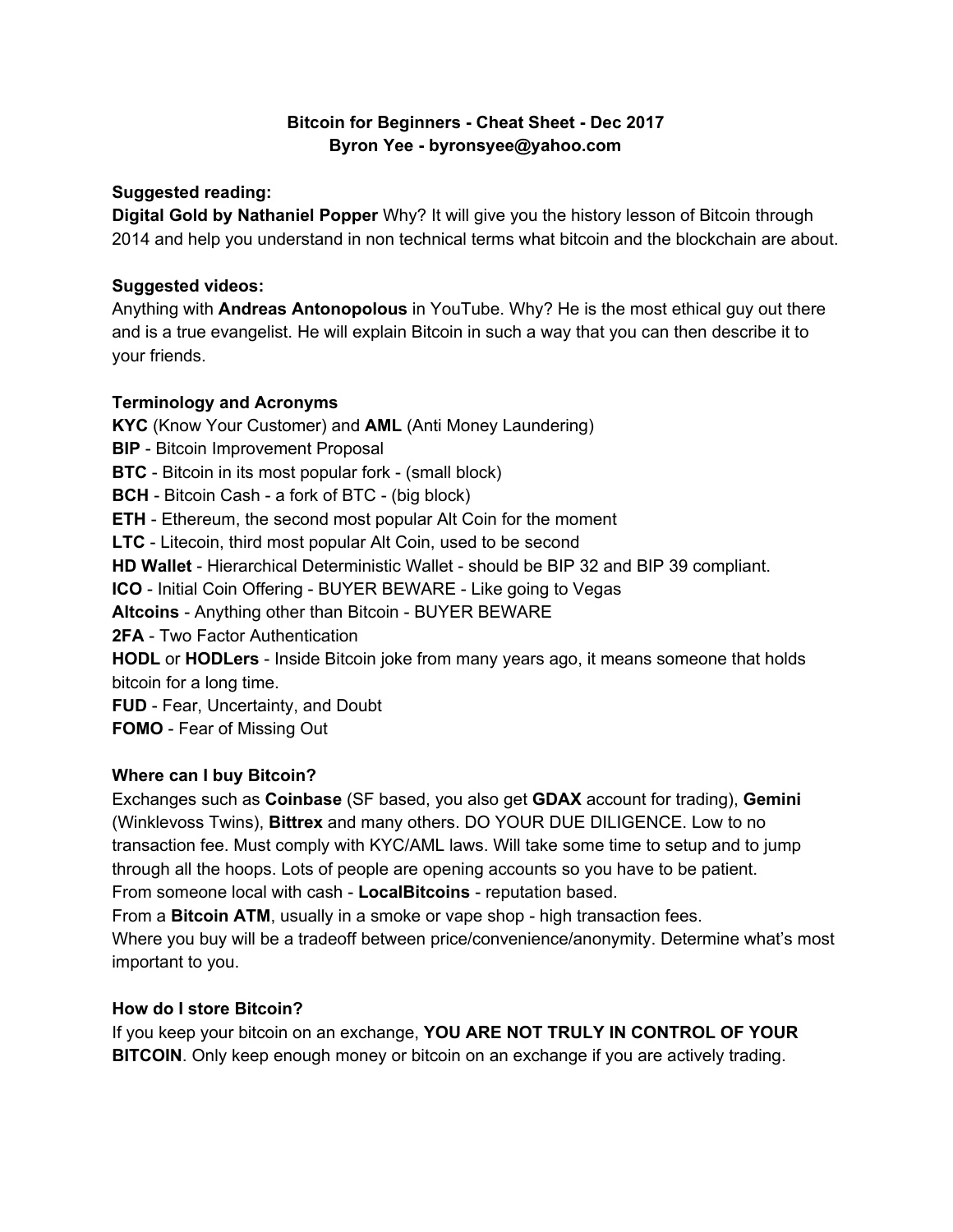# Bitcoin for Beginners - Cheat Sheet - Dec 2017
**Byron Yee - byronsyee@yahoo.com**

### Suggested reading:

**Digital Gold by Nathaniel Popper** Why? It will give you the history lesson of Bitcoin through 2014 and help you understand in non technical terms what bitcoin and the blockchain are about.

### Suggested videos:

Anything with **Andreas Antonopolous** in YouTube. Why? He is the most ethical guy out there and is a true evangelist. He will explain Bitcoin in such a way that you can then describe it to your friends.

### Terminology and Acronyms

**KYC** (Know Your Customer) and **AML** (Anti Money Laundering)
**BIP** - Bitcoin Improvement Proposal
**BTC** - Bitcoin in its most popular fork - (small block)
**BCH** - Bitcoin Cash - a fork of BTC - (big block)
**ETH** - Ethereum, the second most popular Alt Coin for the moment
**LTC** - Litecoin, third most popular Alt Coin, used to be second
**HD Wallet** - Hierarchical Deterministic Wallet - should be BIP 32 and BIP 39 compliant.
**ICO** - Initial Coin Offering - BUYER BEWARE - Like going to Vegas
**Altcoins** - Anything other than Bitcoin - BUYER BEWARE
**2FA** - Two Factor Authentication
**HODL** or **HODLers** - Inside Bitcoin joke from many years ago, it means someone that holds bitcoin for a long time.
**FUD** - Fear, Uncertainty, and Doubt
**FOMO** - Fear of Missing Out

### Where can I buy Bitcoin?

Exchanges such as **Coinbase** (SF based, you also get **GDAX** account for trading), **Gemini** (Winklevoss Twins), **Bittrex** and many others. DO YOUR DUE DILIGENCE. Low to no transaction fee. Must comply with KYC/AML laws. Will take some time to setup and to jump through all the hoops. Lots of people are opening accounts so you have to be patient.
From someone local with cash - **LocalBitcoins** - reputation based.
From a **Bitcoin ATM**, usually in a smoke or vape shop - high transaction fees.
Where you buy will be a tradeoff between price/convenience/anonymity. Determine what's most important to you.

### How do I store Bitcoin?

If you keep your bitcoin on an exchange, **YOU ARE NOT TRULY IN CONTROL OF YOUR BITCOIN**. Only keep enough money or bitcoin on an exchange if you are actively trading.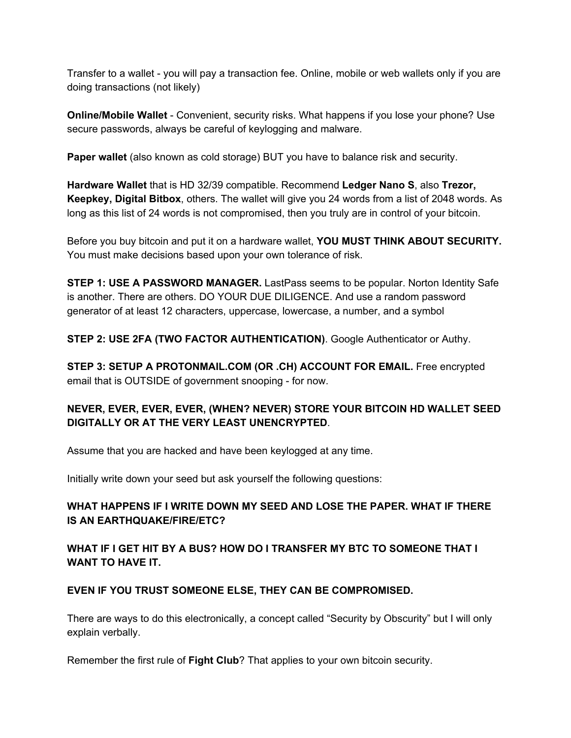Transfer to a wallet - you will pay a transaction fee. Online, mobile or web wallets only if you are doing transactions (not likely)

**Online/Mobile Wallet** - Convenient, security risks. What happens if you lose your phone? Use secure passwords, always be careful of keylogging and malware.

**Paper wallet** (also known as cold storage) BUT you have to balance risk and security.

**Hardware Wallet** that is HD 32/39 compatible. Recommend **Ledger Nano S**, also **Trezor, Keepkey, Digital Bitbox**, others. The wallet will give you 24 words from a list of 2048 words. As long as this list of 24 words is not compromised, then you truly are in control of your bitcoin.

Before you buy bitcoin and put it on a hardware wallet, **YOU MUST THINK ABOUT SECURITY.** You must make decisions based upon your own tolerance of risk.

**STEP 1: USE A PASSWORD MANAGER.** LastPass seems to be popular. Norton Identity Safe is another. There are others. DO YOUR DUE DILIGENCE. And use a random password generator of at least 12 characters, uppercase, lowercase, a number, and a symbol

**STEP 2: USE 2FA (TWO FACTOR AUTHENTICATION)**. Google Authenticator or Authy.

**STEP 3: SETUP A PROTONMAIL.COM (OR .CH) ACCOUNT FOR EMAIL.** Free encrypted email that is OUTSIDE of government snooping - for now.

**NEVER, EVER, EVER, EVER, (WHEN? NEVER) STORE YOUR BITCOIN HD WALLET SEED DIGITALLY OR AT THE VERY LEAST UNENCRYPTED**.

Assume that you are hacked and have been keylogged at any time.

Initially write down your seed but ask yourself the following questions:

**WHAT HAPPENS IF I WRITE DOWN MY SEED AND LOSE THE PAPER. WHAT IF THERE IS AN EARTHQUAKE/FIRE/ETC?**

**WHAT IF I GET HIT BY A BUS? HOW DO I TRANSFER MY BTC TO SOMEONE THAT I WANT TO HAVE IT.**

**EVEN IF YOU TRUST SOMEONE ELSE, THEY CAN BE COMPROMISED.**

There are ways to do this electronically, a concept called "Security by Obscurity" but I will only explain verbally.

Remember the first rule of **Fight Club**? That applies to your own bitcoin security.